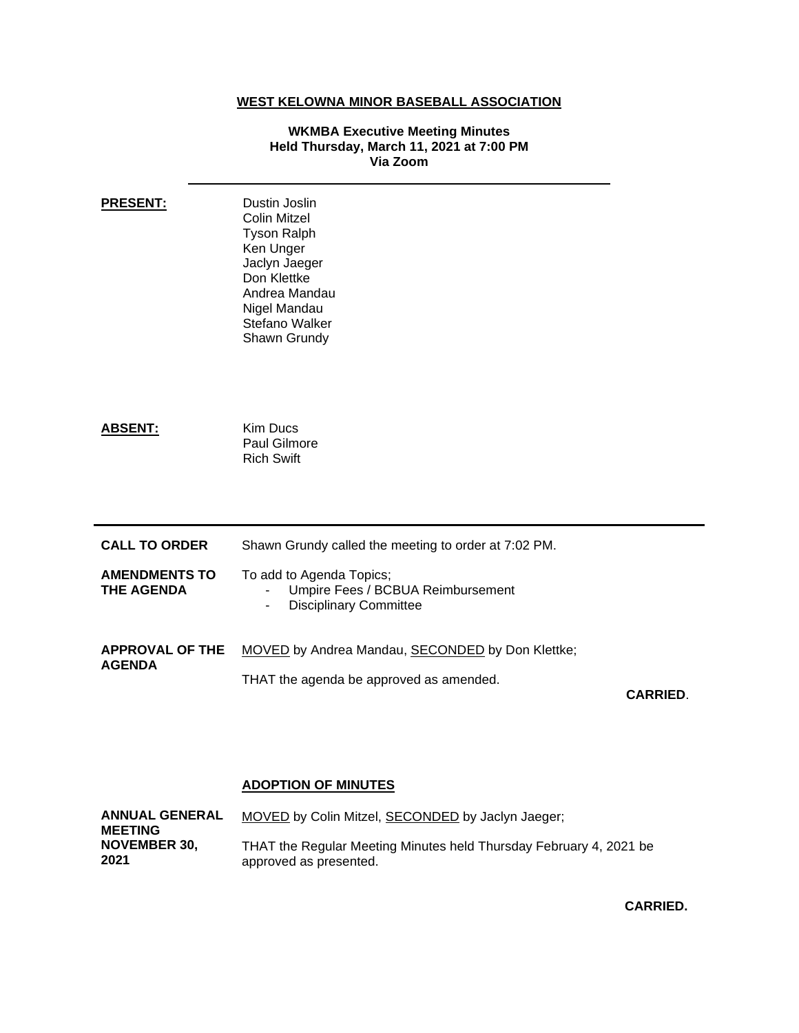# WEST KELOWNA MINOR BASEBALL ASSOCIATION

**WKMBA Executive Meeting Minutes**
**Held Thursday, March 11, 2021 at 7:00 PM**
**Via Zoom**

---

**PRESENT:**

Dustin Joslin
Colin Mitzel
Tyson Ralph
Ken Unger
Jaclyn Jaeger
Don Klettke
Andrea Mandau
Nigel Mandau
Stefano Walker
Shawn Grundy

**ABSENT:**

Kim Ducs
Paul Gilmore
Rich Swift

---

**CALL TO ORDER**

Shawn Grundy called the meeting to order at 7:02 PM.

**AMENDMENTS TO THE AGENDA**

To add to Agenda Topics;

- Umpire Fees / BCBUA Reimbursement
- Disciplinary Committee

**APPROVAL OF THE AGENDA**

MOVED by Andrea Mandau, SECONDED by Don Klettke;

THAT the agenda be approved as amended.

**CARRIED**.

## ADOPTION OF MINUTES

**ANNUAL GENERAL MEETING NOVEMBER 30, 2021**

MOVED by Colin Mitzel, SECONDED by Jaclyn Jaeger;

THAT the Regular Meeting Minutes held Thursday February 4, 2021 be approved as presented.

**CARRIED.**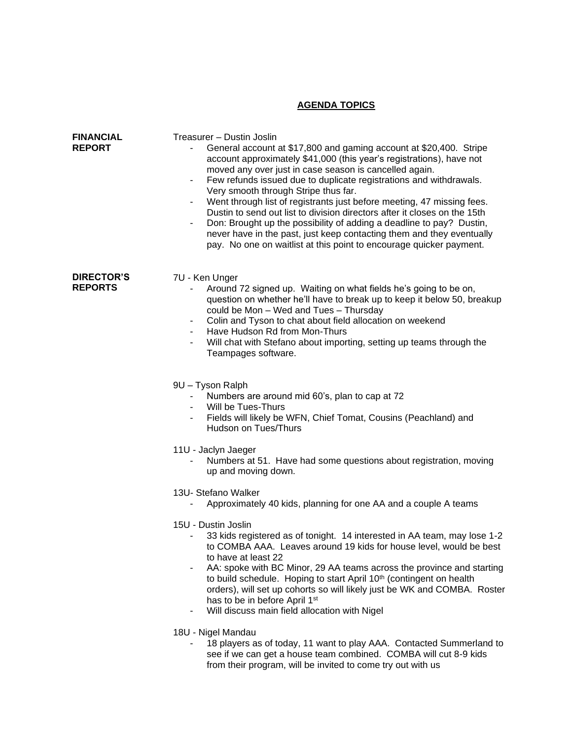## AGENDA TOPICS

**FINANCIAL REPORT**

Treasurer – Dustin Joslin

- General account at $17,800 and gaming account at $20,400. Stripe account approximately $41,000 (this year's registrations), have not moved any over just in case season is cancelled again.
- Few refunds issued due to duplicate registrations and withdrawals. Very smooth through Stripe thus far.
- Went through list of registrants just before meeting, 47 missing fees. Dustin to send out list to division directors after it closes on the 15th
- Don: Brought up the possibility of adding a deadline to pay? Dustin, never have in the past, just keep contacting them and they eventually pay. No one on waitlist at this point to encourage quicker payment.

**DIRECTOR'S REPORTS**

7U - Ken Unger

- Around 72 signed up. Waiting on what fields he's going to be on, question on whether he'll have to break up to keep it below 50, breakup could be Mon – Wed and Tues – Thursday
- Colin and Tyson to chat about field allocation on weekend
- Have Hudson Rd from Mon-Thurs
- Will chat with Stefano about importing, setting up teams through the Teampages software.

9U – Tyson Ralph

- Numbers are around mid 60's, plan to cap at 72
- Will be Tues-Thurs
- Fields will likely be WFN, Chief Tomat, Cousins (Peachland) and Hudson on Tues/Thurs

11U - Jaclyn Jaeger

- Numbers at 51. Have had some questions about registration, moving up and moving down.

13U- Stefano Walker

- Approximately 40 kids, planning for one AA and a couple A teams

15U - Dustin Joslin

- 33 kids registered as of tonight. 14 interested in AA team, may lose 1-2 to COMBA AAA. Leaves around 19 kids for house level, would be best to have at least 22
- AA: spoke with BC Minor, 29 AA teams across the province and starting to build schedule. Hoping to start April 10th (contingent on health orders), will set up cohorts so will likely just be WK and COMBA. Roster has to be in before April 1st
- Will discuss main field allocation with Nigel

18U - Nigel Mandau

- 18 players as of today, 11 want to play AAA. Contacted Summerland to see if we can get a house team combined. COMBA will cut 8-9 kids from their program, will be invited to come try out with us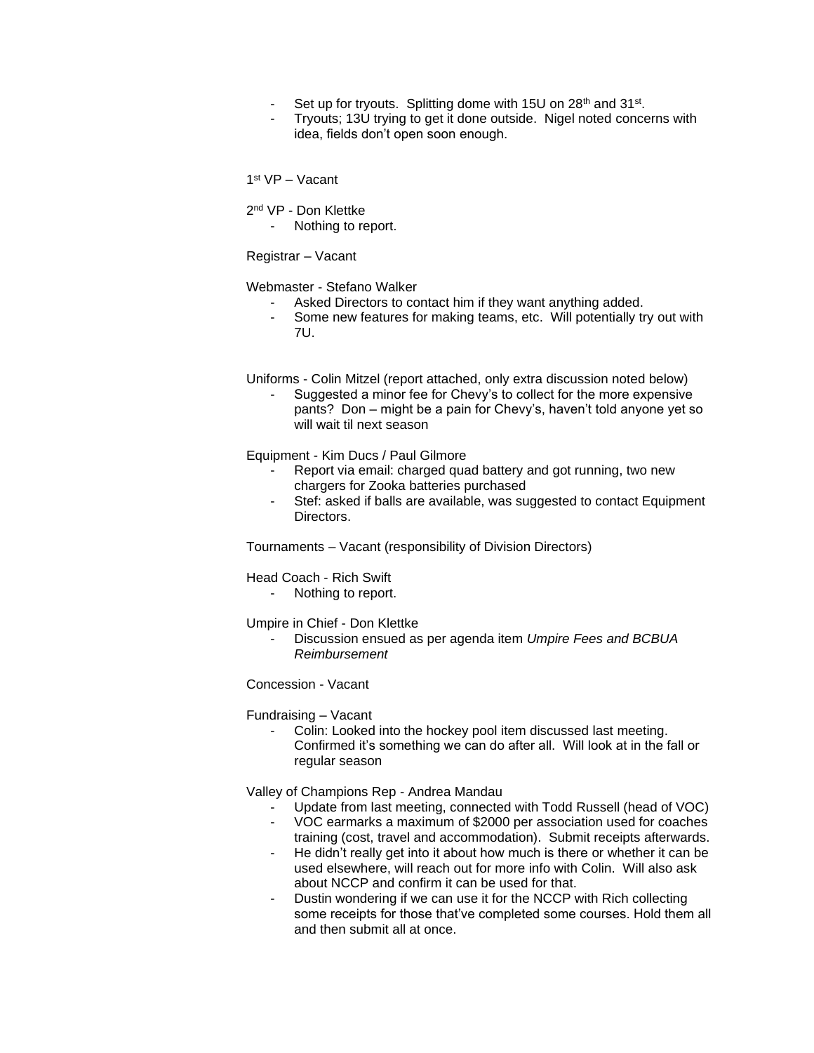- Set up for tryouts. Splitting dome with 15U on 28th and 31st.
- Tryouts; 13U trying to get it done outside. Nigel noted concerns with idea, fields don't open soon enough.

1st VP – Vacant

2nd VP - Don Klettke
- Nothing to report.

Registrar – Vacant

Webmaster - Stefano Walker
- Asked Directors to contact him if they want anything added.
- Some new features for making teams, etc. Will potentially try out with 7U.

Uniforms - Colin Mitzel (report attached, only extra discussion noted below)
- Suggested a minor fee for Chevy's to collect for the more expensive pants? Don – might be a pain for Chevy's, haven't told anyone yet so will wait til next season

Equipment - Kim Ducs / Paul Gilmore
- Report via email: charged quad battery and got running, two new chargers for Zooka batteries purchased
- Stef: asked if balls are available, was suggested to contact Equipment Directors.

Tournaments – Vacant (responsibility of Division Directors)

Head Coach - Rich Swift
- Nothing to report.

Umpire in Chief - Don Klettke
- Discussion ensued as per agenda item *Umpire Fees and BCBUA Reimbursement*

Concession - Vacant

Fundraising – Vacant
- Colin: Looked into the hockey pool item discussed last meeting. Confirmed it's something we can do after all. Will look at in the fall or regular season

Valley of Champions Rep - Andrea Mandau
- Update from last meeting, connected with Todd Russell (head of VOC)
- VOC earmarks a maximum of $2000 per association used for coaches training (cost, travel and accommodation). Submit receipts afterwards.
- He didn't really get into it about how much is there or whether it can be used elsewhere, will reach out for more info with Colin. Will also ask about NCCP and confirm it can be used for that.
- Dustin wondering if we can use it for the NCCP with Rich collecting some receipts for those that've completed some courses. Hold them all and then submit all at once.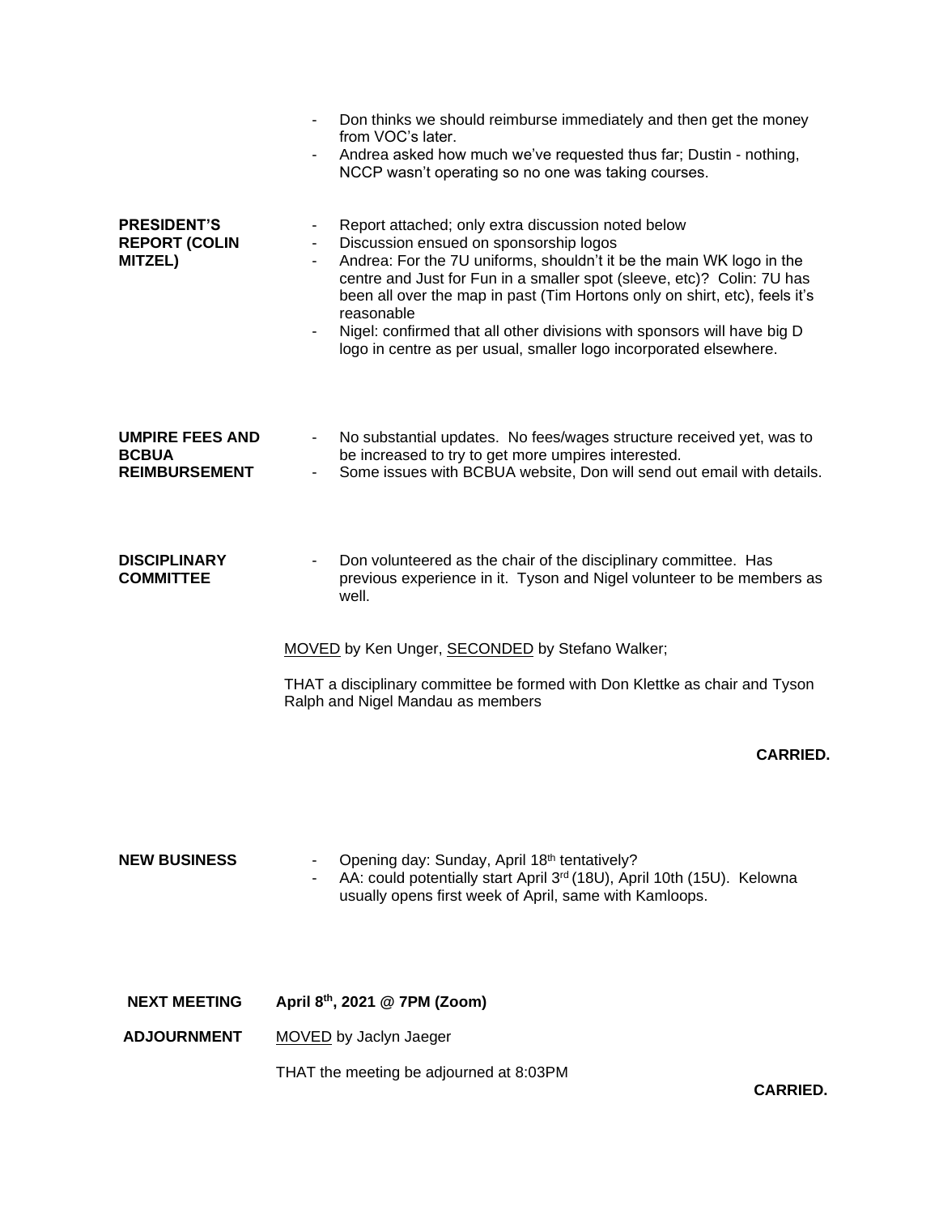- Don thinks we should reimburse immediately and then get the money from VOC's later.
- Andrea asked how much we've requested thus far; Dustin - nothing, NCCP wasn't operating so no one was taking courses.

**PRESIDENT'S REPORT (COLIN MITZEL)**

- Report attached; only extra discussion noted below
- Discussion ensued on sponsorship logos
- Andrea: For the 7U uniforms, shouldn't it be the main WK logo in the centre and Just for Fun in a smaller spot (sleeve, etc)? Colin: 7U has been all over the map in past (Tim Hortons only on shirt, etc), feels it's reasonable
- Nigel: confirmed that all other divisions with sponsors will have big D logo in centre as per usual, smaller logo incorporated elsewhere.

**UMPIRE FEES AND BCBUA REIMBURSEMENT**

- No substantial updates. No fees/wages structure received yet, was to be increased to try to get more umpires interested.
- Some issues with BCBUA website, Don will send out email with details.

**DISCIPLINARY COMMITTEE**

- Don volunteered as the chair of the disciplinary committee. Has previous experience in it. Tyson and Nigel volunteer to be members as well.

MOVED by Ken Unger, SECONDED by Stefano Walker;

THAT a disciplinary committee be formed with Don Klettke as chair and Tyson Ralph and Nigel Mandau as members

**CARRIED.**

**NEW BUSINESS**

- Opening day: Sunday, April 18th tentatively?
- AA: could potentially start April 3rd (18U), April 10th (15U). Kelowna usually opens first week of April, same with Kamloops.

**NEXT MEETING** **April 8th, 2021 @ 7PM (Zoom)**

**ADJOURNMENT** MOVED by Jaclyn Jaeger

THAT the meeting be adjourned at 8:03PM

**CARRIED.**